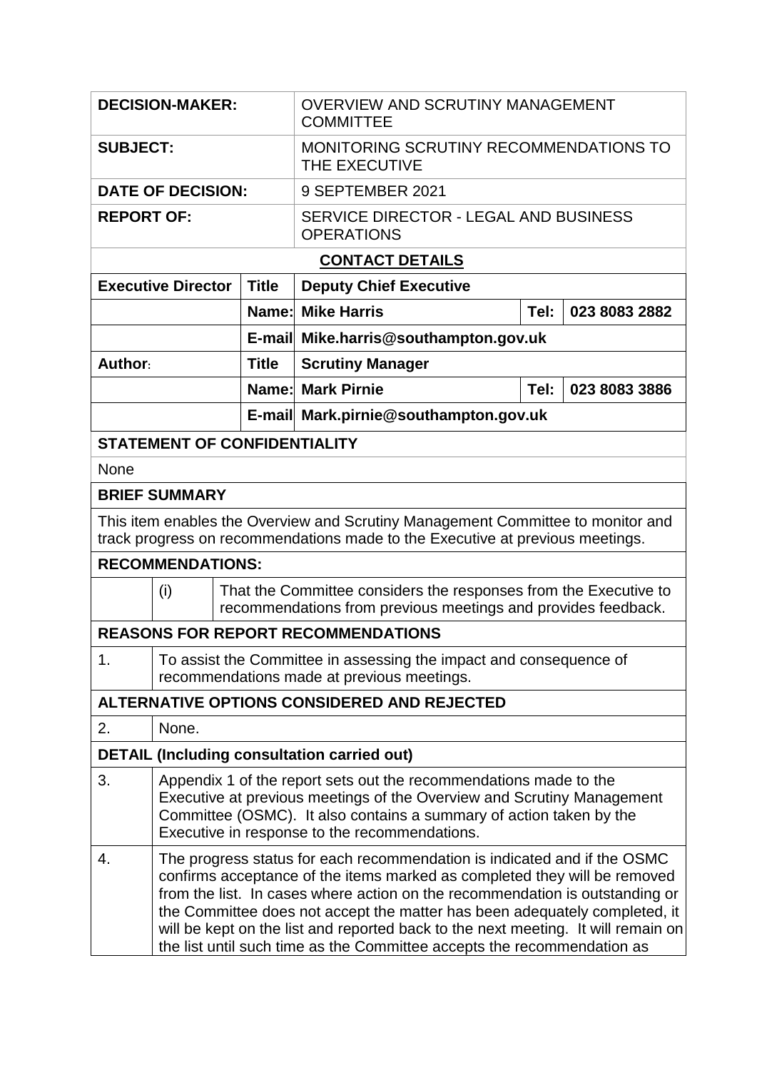| | |
|---|---|
| **DECISION-MAKER:** | OVERVIEW AND SCRUTINY MANAGEMENT COMMITTEE |
| **SUBJECT:** | MONITORING SCRUTINY RECOMMENDATIONS TO THE EXECUTIVE |
| **DATE OF DECISION:** | 9 SEPTEMBER 2021 |
| **REPORT OF:** | SERVICE DIRECTOR - LEGAL AND BUSINESS OPERATIONS |

**CONTACT DETAILS**

| | | | | |
|---|---|---|---|---|
| **Executive Director** | **Title** | **Deputy Chief Executive** | | |
| | **Name:** | **Mike Harris** | **Tel:** | **023 8083 2882** |
| | **E-mail** | **Mike.harris@southampton.gov.uk** | | |
| **Author:** | **Title** | **Scrutiny Manager** | | |
| | **Name:** | **Mark Pirnie** | **Tel:** | **023 8083 3886** |
| | **E-mail** | **Mark.pirnie@southampton.gov.uk** | | |

**STATEMENT OF CONFIDENTIALITY**

None

**BRIEF SUMMARY**

This item enables the Overview and Scrutiny Management Committee to monitor and track progress on recommendations made to the Executive at previous meetings.

**RECOMMENDATIONS:**

| | |
|---|---|
| (i) | That the Committee considers the responses from the Executive to recommendations from previous meetings and provides feedback. |

**REASONS FOR REPORT RECOMMENDATIONS**

| | |
|---|---|
| 1. | To assist the Committee in assessing the impact and consequence of recommendations made at previous meetings. |

**ALTERNATIVE OPTIONS CONSIDERED AND REJECTED**

| | |
|---|---|
| 2. | None. |

**DETAIL (Including consultation carried out)**

| | |
|---|---|
| 3. | Appendix 1 of the report sets out the recommendations made to the Executive at previous meetings of the Overview and Scrutiny Management Committee (OSMC). It also contains a summary of action taken by the Executive in response to the recommendations. |
| 4. | The progress status for each recommendation is indicated and if the OSMC confirms acceptance of the items marked as completed they will be removed from the list. In cases where action on the recommendation is outstanding or the Committee does not accept the matter has been adequately completed, it will be kept on the list and reported back to the next meeting. It will remain on the list until such time as the Committee accepts the recommendation as |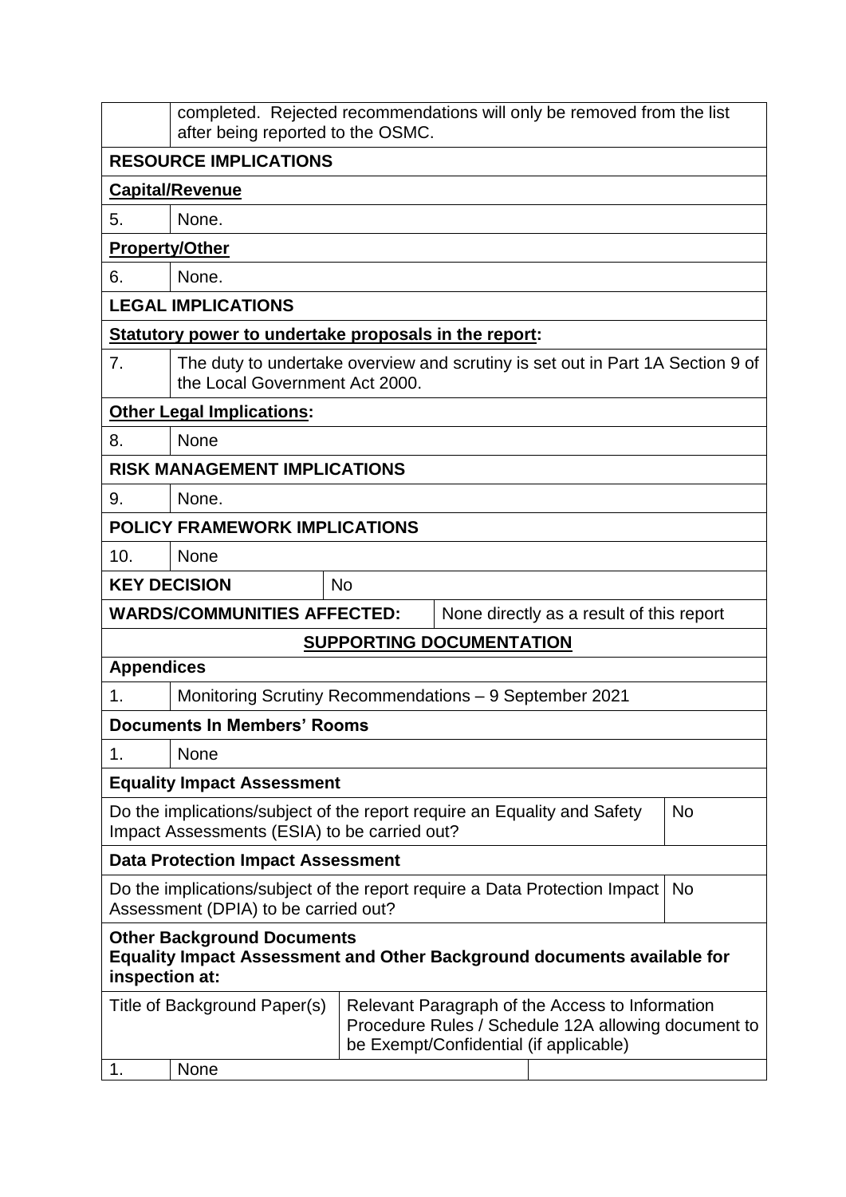| | |
|---|---|
| | completed. Rejected recommendations will only be removed from the list after being reported to the OSMC. |
| **RESOURCE IMPLICATIONS** | |
| **Capital/Revenue** | |
| 5. | None. |
| **Property/Other** | |
| 6. | None. |
| **LEGAL IMPLICATIONS** | |
| **Statutory power to undertake proposals in the report:** | |
| 7. | The duty to undertake overview and scrutiny is set out in Part 1A Section 9 of the Local Government Act 2000. |
| **Other Legal Implications:** | |
| 8. | None |
| **RISK MANAGEMENT IMPLICATIONS** | |
| 9. | None. |
| **POLICY FRAMEWORK IMPLICATIONS** | |
| 10. | None |

| | |
|---|---|
| **KEY DECISION** | No |
| **WARDS/COMMUNITIES AFFECTED:** | None directly as a result of this report |

**SUPPORTING DOCUMENTATION**

| | |
|---|---|
| **Appendices** | |
| 1. | Monitoring Scrutiny Recommendations – 9 September 2021 |
| **Documents In Members' Rooms** | |
| 1. | None |

**Equality Impact Assessment**

| | |
|---|---|
| Do the implications/subject of the report require an Equality and Safety Impact Assessments (ESIA) to be carried out? | No |

**Data Protection Impact Assessment**

| | |
|---|---|
| Do the implications/subject of the report require a Data Protection Impact Assessment (DPIA) to be carried out? | No |

**Other Background Documents**
**Equality Impact Assessment and Other Background documents available for inspection at:**

| Title of Background Paper(s) | | Relevant Paragraph of the Access to Information Procedure Rules / Schedule 12A allowing document to be Exempt/Confidential (if applicable) |
|---|---|---|
| 1. | None | |